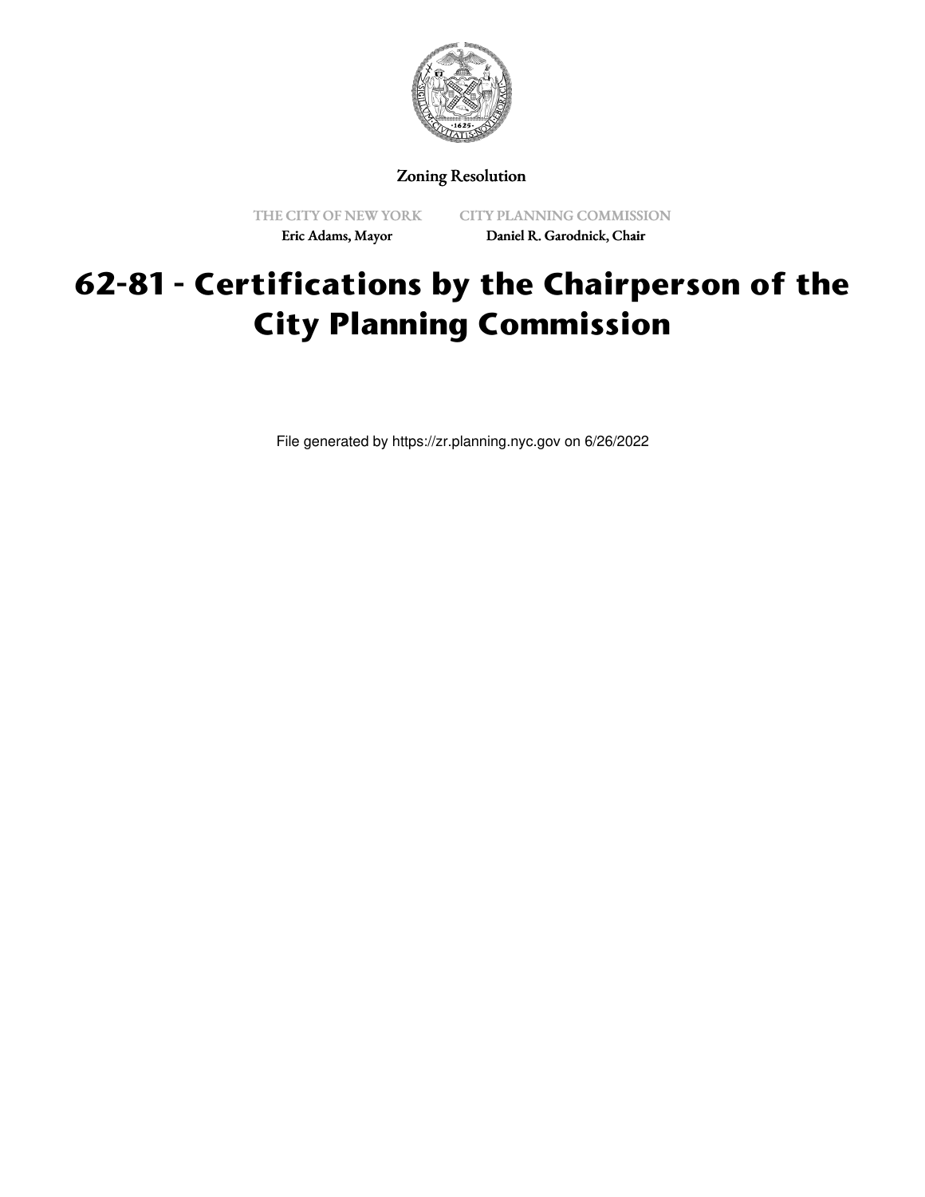Zoning Resolution

THE CITY OF NEW YORK
Eric Adams, Mayor

CITY PLANNING COMMISSION
Daniel R. Garodnick, Chair

# 62-81 - Certifications by the Chairperson of the City Planning Commission

File generated by https://zr.planning.nyc.gov on 6/26/2022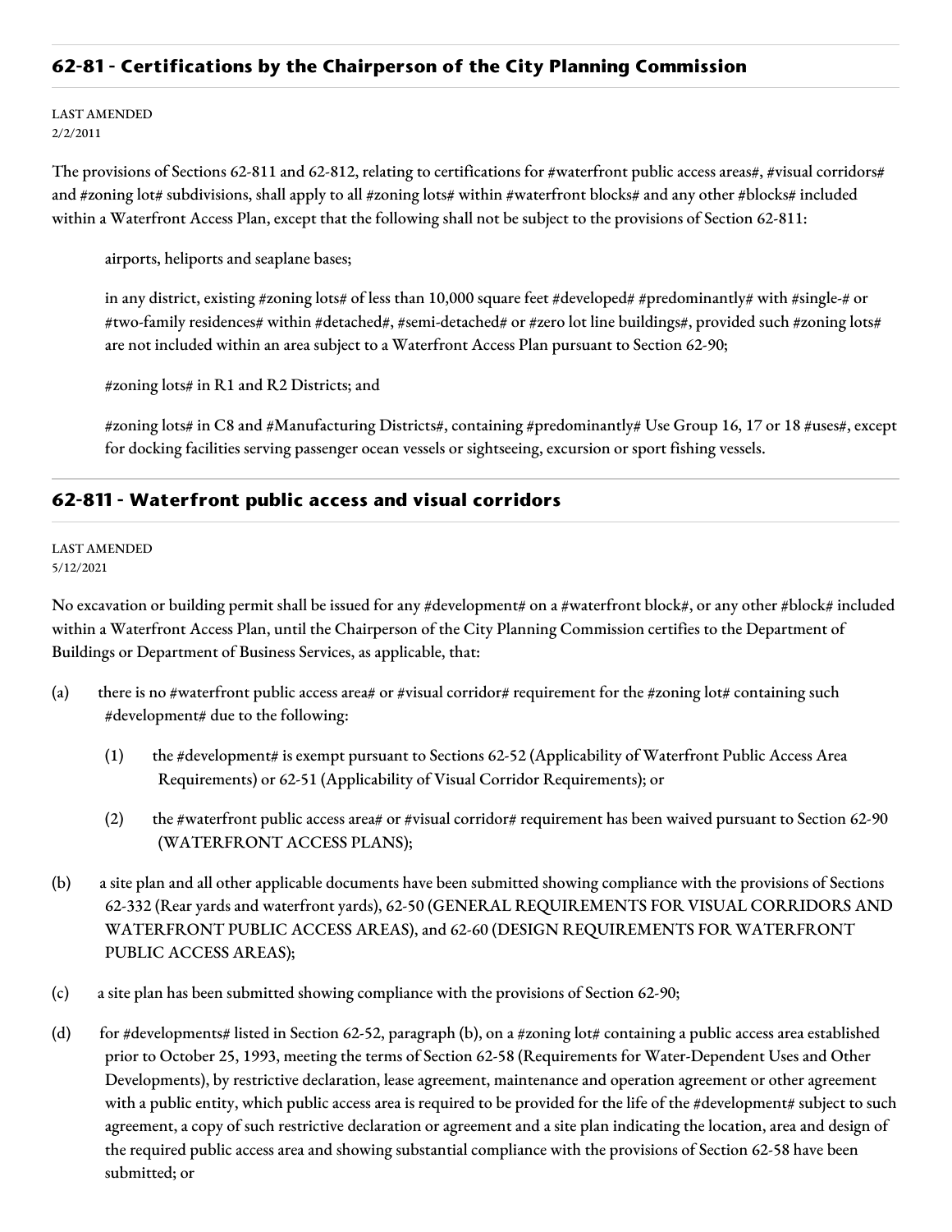## 62-81 - Certifications by the Chairperson of the City Planning Commission

LAST AMENDED
2/2/2011

The provisions of Sections 62-811 and 62-812, relating to certifications for #waterfront public access areas#, #visual corridors# and #zoning lot# subdivisions, shall apply to all #zoning lots# within #waterfront blocks# and any other #blocks# included within a Waterfront Access Plan, except that the following shall not be subject to the provisions of Section 62-811:

airports, heliports and seaplane bases;

in any district, existing #zoning lots# of less than 10,000 square feet #developed# #predominantly# with #single-# or #two-family residences# within #detached#, #semi-detached# or #zero lot line buildings#, provided such #zoning lots# are not included within an area subject to a Waterfront Access Plan pursuant to Section 62-90;

#zoning lots# in R1 and R2 Districts; and

#zoning lots# in C8 and #Manufacturing Districts#, containing #predominantly# Use Group 16, 17 or 18 #uses#, except for docking facilities serving passenger ocean vessels or sightseeing, excursion or sport fishing vessels.

## 62-811 - Waterfront public access and visual corridors

LAST AMENDED
5/12/2021

No excavation or building permit shall be issued for any #development# on a #waterfront block#, or any other #block# included within a Waterfront Access Plan, until the Chairperson of the City Planning Commission certifies to the Department of Buildings or Department of Business Services, as applicable, that:

(a) there is no #waterfront public access area# or #visual corridor# requirement for the #zoning lot# containing such #development# due to the following:

(1) the #development# is exempt pursuant to Sections 62-52 (Applicability of Waterfront Public Access Area Requirements) or 62-51 (Applicability of Visual Corridor Requirements); or

(2) the #waterfront public access area# or #visual corridor# requirement has been waived pursuant to Section 62-90 (WATERFRONT ACCESS PLANS);

(b) a site plan and all other applicable documents have been submitted showing compliance with the provisions of Sections 62-332 (Rear yards and waterfront yards), 62-50 (GENERAL REQUIREMENTS FOR VISUAL CORRIDORS AND WATERFRONT PUBLIC ACCESS AREAS), and 62-60 (DESIGN REQUIREMENTS FOR WATERFRONT PUBLIC ACCESS AREAS);

(c) a site plan has been submitted showing compliance with the provisions of Section 62-90;

(d) for #developments# listed in Section 62-52, paragraph (b), on a #zoning lot# containing a public access area established prior to October 25, 1993, meeting the terms of Section 62-58 (Requirements for Water-Dependent Uses and Other Developments), by restrictive declaration, lease agreement, maintenance and operation agreement or other agreement with a public entity, which public access area is required to be provided for the life of the #development# subject to such agreement, a copy of such restrictive declaration or agreement and a site plan indicating the location, area and design of the required public access area and showing substantial compliance with the provisions of Section 62-58 have been submitted; or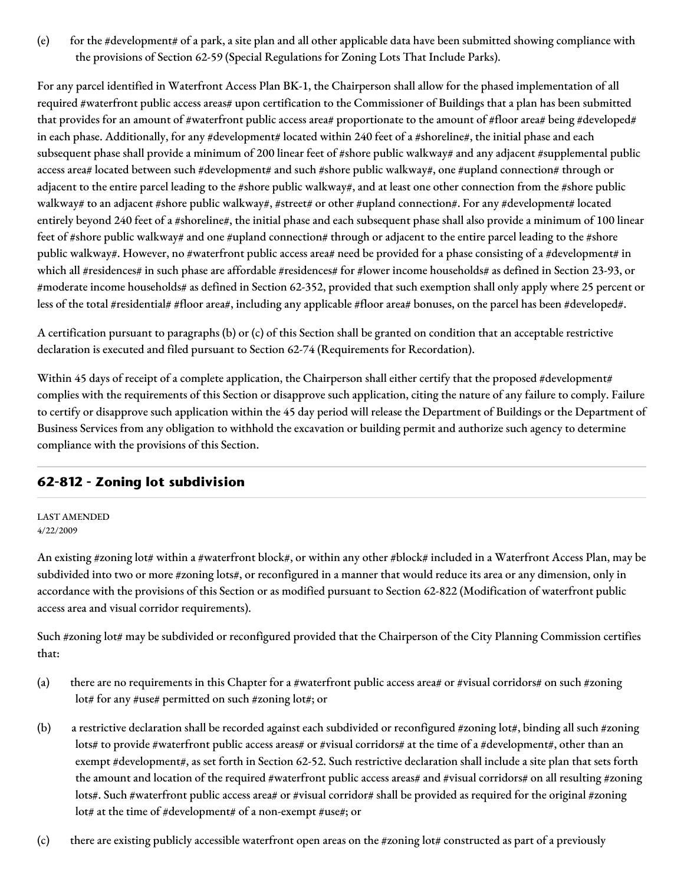(e) for the #development# of a park, a site plan and all other applicable data have been submitted showing compliance with the provisions of Section 62-59 (Special Regulations for Zoning Lots That Include Parks).

For any parcel identified in Waterfront Access Plan BK-1, the Chairperson shall allow for the phased implementation of all required #waterfront public access areas# upon certification to the Commissioner of Buildings that a plan has been submitted that provides for an amount of #waterfront public access area# proportionate to the amount of #floor area# being #developed# in each phase. Additionally, for any #development# located within 240 feet of a #shoreline#, the initial phase and each subsequent phase shall provide a minimum of 200 linear feet of #shore public walkway# and any adjacent #supplemental public access area# located between such #development# and such #shore public walkway#, one #upland connection# through or adjacent to the entire parcel leading to the #shore public walkway#, and at least one other connection from the #shore public walkway# to an adjacent #shore public walkway#, #street# or other #upland connection#. For any #development# located entirely beyond 240 feet of a #shoreline#, the initial phase and each subsequent phase shall also provide a minimum of 100 linear feet of #shore public walkway# and one #upland connection# through or adjacent to the entire parcel leading to the #shore public walkway#. However, no #waterfront public access area# need be provided for a phase consisting of a #development# in which all #residences# in such phase are affordable #residences# for #lower income households# as defined in Section 23-93, or #moderate income households# as defined in Section 62-352, provided that such exemption shall only apply where 25 percent or less of the total #residential# #floor area#, including any applicable #floor area# bonuses, on the parcel has been #developed#.

A certification pursuant to paragraphs (b) or (c) of this Section shall be granted on condition that an acceptable restrictive declaration is executed and filed pursuant to Section 62-74 (Requirements for Recordation).

Within 45 days of receipt of a complete application, the Chairperson shall either certify that the proposed #development# complies with the requirements of this Section or disapprove such application, citing the nature of any failure to comply. Failure to certify or disapprove such application within the 45 day period will release the Department of Buildings or the Department of Business Services from any obligation to withhold the excavation or building permit and authorize such agency to determine compliance with the provisions of this Section.

## 62-812 - Zoning lot subdivision

LAST AMENDED
4/22/2009

An existing #zoning lot# within a #waterfront block#, or within any other #block# included in a Waterfront Access Plan, may be subdivided into two or more #zoning lots#, or reconfigured in a manner that would reduce its area or any dimension, only in accordance with the provisions of this Section or as modified pursuant to Section 62-822 (Modification of waterfront public access area and visual corridor requirements).

Such #zoning lot# may be subdivided or reconfigured provided that the Chairperson of the City Planning Commission certifies that:

(a) there are no requirements in this Chapter for a #waterfront public access area# or #visual corridors# on such #zoning lot# for any #use# permitted on such #zoning lot#; or

(b) a restrictive declaration shall be recorded against each subdivided or reconfigured #zoning lot#, binding all such #zoning lots# to provide #waterfront public access areas# or #visual corridors# at the time of a #development#, other than an exempt #development#, as set forth in Section 62-52. Such restrictive declaration shall include a site plan that sets forth the amount and location of the required #waterfront public access areas# and #visual corridors# on all resulting #zoning lots#. Such #waterfront public access area# or #visual corridor# shall be provided as required for the original #zoning lot# at the time of #development# of a non-exempt #use#; or

(c) there are existing publicly accessible waterfront open areas on the #zoning lot# constructed as part of a previously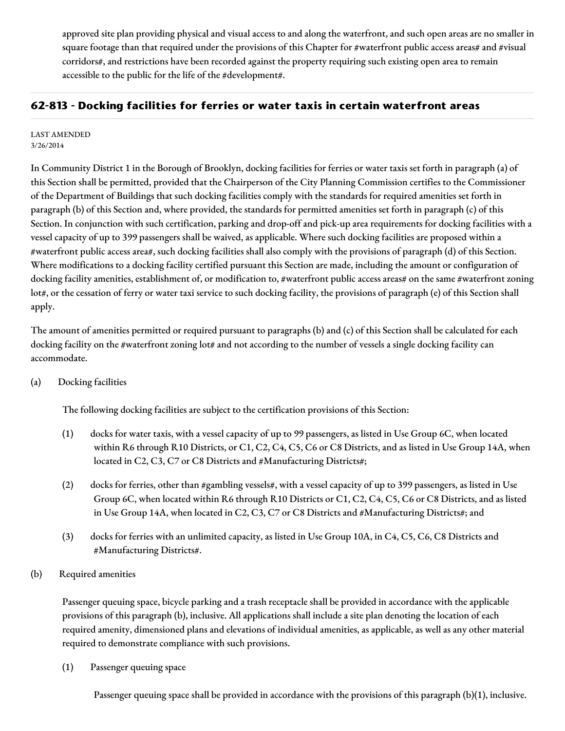approved site plan providing physical and visual access to and along the waterfront, and such open areas are no smaller in square footage than that required under the provisions of this Chapter for #waterfront public access areas# and #visual corridors#, and restrictions have been recorded against the property requiring such existing open area to remain accessible to the public for the life of the #development#.

## 62-813 - Docking facilities for ferries or water taxis in certain waterfront areas

LAST AMENDED
3/26/2014

In Community District 1 in the Borough of Brooklyn, docking facilities for ferries or water taxis set forth in paragraph (a) of this Section shall be permitted, provided that the Chairperson of the City Planning Commission certifies to the Commissioner of the Department of Buildings that such docking facilities comply with the standards for required amenities set forth in paragraph (b) of this Section and, where provided, the standards for permitted amenities set forth in paragraph (c) of this Section. In conjunction with such certification, parking and drop-off and pick-up area requirements for docking facilities with a vessel capacity of up to 399 passengers shall be waived, as applicable. Where such docking facilities are proposed within a #waterfront public access area#, such docking facilities shall also comply with the provisions of paragraph (d) of this Section. Where modifications to a docking facility certified pursuant this Section are made, including the amount or configuration of docking facility amenities, establishment of, or modification to, #waterfront public access areas# on the same #waterfront zoning lot#, or the cessation of ferry or water taxi service to such docking facility, the provisions of paragraph (e) of this Section shall apply.

The amount of amenities permitted or required pursuant to paragraphs (b) and (c) of this Section shall be calculated for each docking facility on the #waterfront zoning lot# and not according to the number of vessels a single docking facility can accommodate.

(a) Docking facilities

The following docking facilities are subject to the certification provisions of this Section:

(1) docks for water taxis, with a vessel capacity of up to 99 passengers, as listed in Use Group 6C, when located within R6 through R10 Districts, or C1, C2, C4, C5, C6 or C8 Districts, and as listed in Use Group 14A, when located in C2, C3, C7 or C8 Districts and #Manufacturing Districts#;

(2) docks for ferries, other than #gambling vessels#, with a vessel capacity of up to 399 passengers, as listed in Use Group 6C, when located within R6 through R10 Districts or C1, C2, C4, C5, C6 or C8 Districts, and as listed in Use Group 14A, when located in C2, C3, C7 or C8 Districts and #Manufacturing Districts#; and

(3) docks for ferries with an unlimited capacity, as listed in Use Group 10A, in C4, C5, C6, C8 Districts and #Manufacturing Districts#.

(b) Required amenities

Passenger queuing space, bicycle parking and a trash receptacle shall be provided in accordance with the applicable provisions of this paragraph (b), inclusive. All applications shall include a site plan denoting the location of each required amenity, dimensioned plans and elevations of individual amenities, as applicable, as well as any other material required to demonstrate compliance with such provisions.

(1) Passenger queuing space

Passenger queuing space shall be provided in accordance with the provisions of this paragraph (b)(1), inclusive.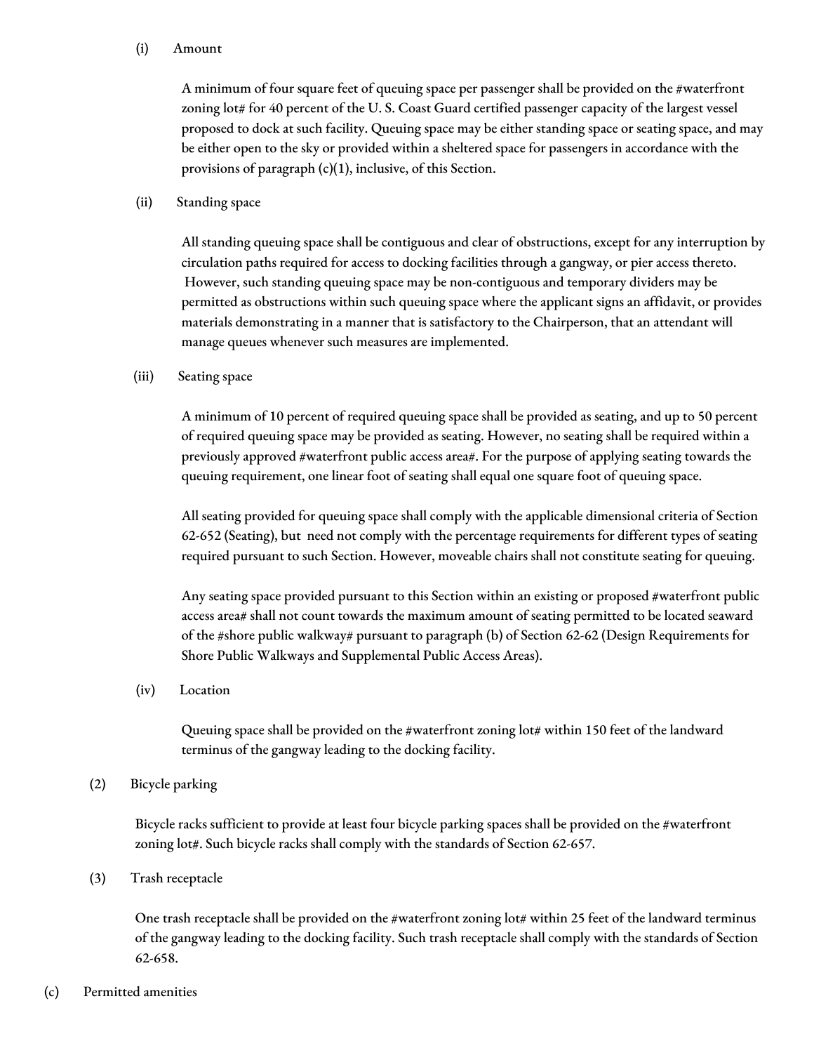(i) Amount

A minimum of four square feet of queuing space per passenger shall be provided on the #waterfront zoning lot# for 40 percent of the U. S. Coast Guard certified passenger capacity of the largest vessel proposed to dock at such facility. Queuing space may be either standing space or seating space, and may be either open to the sky or provided within a sheltered space for passengers in accordance with the provisions of paragraph (c)(1), inclusive, of this Section.

(ii) Standing space

All standing queuing space shall be contiguous and clear of obstructions, except for any interruption by circulation paths required for access to docking facilities through a gangway, or pier access thereto. However, such standing queuing space may be non-contiguous and temporary dividers may be permitted as obstructions within such queuing space where the applicant signs an affidavit, or provides materials demonstrating in a manner that is satisfactory to the Chairperson, that an attendant will manage queues whenever such measures are implemented.

(iii) Seating space

A minimum of 10 percent of required queuing space shall be provided as seating, and up to 50 percent of required queuing space may be provided as seating. However, no seating shall be required within a previously approved #waterfront public access area#. For the purpose of applying seating towards the queuing requirement, one linear foot of seating shall equal one square foot of queuing space.

All seating provided for queuing space shall comply with the applicable dimensional criteria of Section 62-652 (Seating), but need not comply with the percentage requirements for different types of seating required pursuant to such Section. However, moveable chairs shall not constitute seating for queuing.

Any seating space provided pursuant to this Section within an existing or proposed #waterfront public access area# shall not count towards the maximum amount of seating permitted to be located seaward of the #shore public walkway# pursuant to paragraph (b) of Section 62-62 (Design Requirements for Shore Public Walkways and Supplemental Public Access Areas).

(iv) Location

Queuing space shall be provided on the #waterfront zoning lot# within 150 feet of the landward terminus of the gangway leading to the docking facility.

(2) Bicycle parking

Bicycle racks sufficient to provide at least four bicycle parking spaces shall be provided on the #waterfront zoning lot#. Such bicycle racks shall comply with the standards of Section 62-657.

(3) Trash receptacle

One trash receptacle shall be provided on the #waterfront zoning lot# within 25 feet of the landward terminus of the gangway leading to the docking facility. Such trash receptacle shall comply with the standards of Section 62-658.

(c) Permitted amenities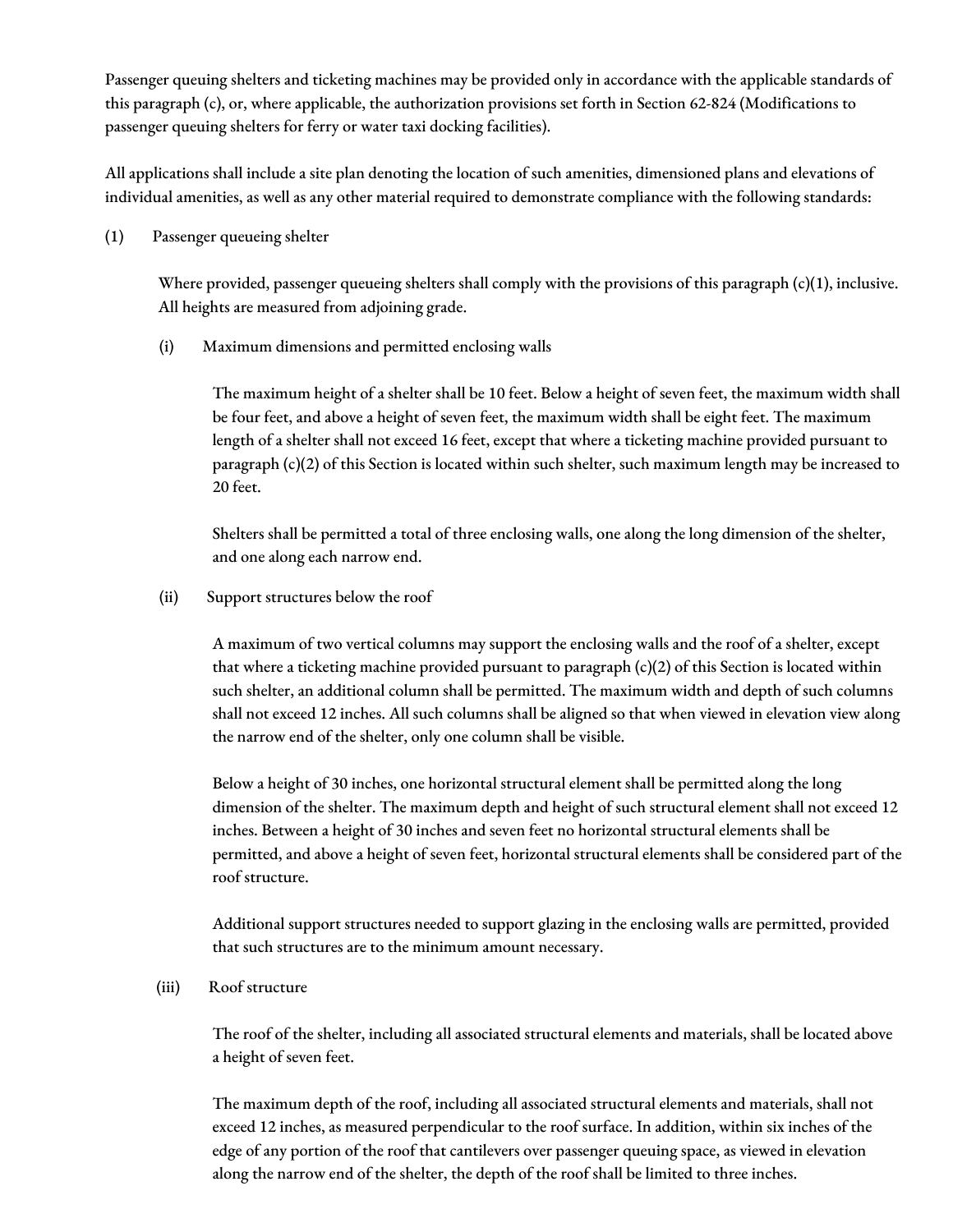Passenger queuing shelters and ticketing machines may be provided only in accordance with the applicable standards of this paragraph (c), or, where applicable, the authorization provisions set forth in Section 62-824 (Modifications to passenger queuing shelters for ferry or water taxi docking facilities).

All applications shall include a site plan denoting the location of such amenities, dimensioned plans and elevations of individual amenities, as well as any other material required to demonstrate compliance with the following standards:

(1) Passenger queueing shelter

Where provided, passenger queueing shelters shall comply with the provisions of this paragraph (c)(1), inclusive. All heights are measured from adjoining grade.

(i) Maximum dimensions and permitted enclosing walls

The maximum height of a shelter shall be 10 feet. Below a height of seven feet, the maximum width shall be four feet, and above a height of seven feet, the maximum width shall be eight feet. The maximum length of a shelter shall not exceed 16 feet, except that where a ticketing machine provided pursuant to paragraph (c)(2) of this Section is located within such shelter, such maximum length may be increased to 20 feet.

Shelters shall be permitted a total of three enclosing walls, one along the long dimension of the shelter, and one along each narrow end.

(ii) Support structures below the roof

A maximum of two vertical columns may support the enclosing walls and the roof of a shelter, except that where a ticketing machine provided pursuant to paragraph (c)(2) of this Section is located within such shelter, an additional column shall be permitted. The maximum width and depth of such columns shall not exceed 12 inches. All such columns shall be aligned so that when viewed in elevation view along the narrow end of the shelter, only one column shall be visible.

Below a height of 30 inches, one horizontal structural element shall be permitted along the long dimension of the shelter. The maximum depth and height of such structural element shall not exceed 12 inches. Between a height of 30 inches and seven feet no horizontal structural elements shall be permitted, and above a height of seven feet, horizontal structural elements shall be considered part of the roof structure.

Additional support structures needed to support glazing in the enclosing walls are permitted, provided that such structures are to the minimum amount necessary.

(iii) Roof structure

The roof of the shelter, including all associated structural elements and materials, shall be located above a height of seven feet.

The maximum depth of the roof, including all associated structural elements and materials, shall not exceed 12 inches, as measured perpendicular to the roof surface. In addition, within six inches of the edge of any portion of the roof that cantilevers over passenger queuing space, as viewed in elevation along the narrow end of the shelter, the depth of the roof shall be limited to three inches.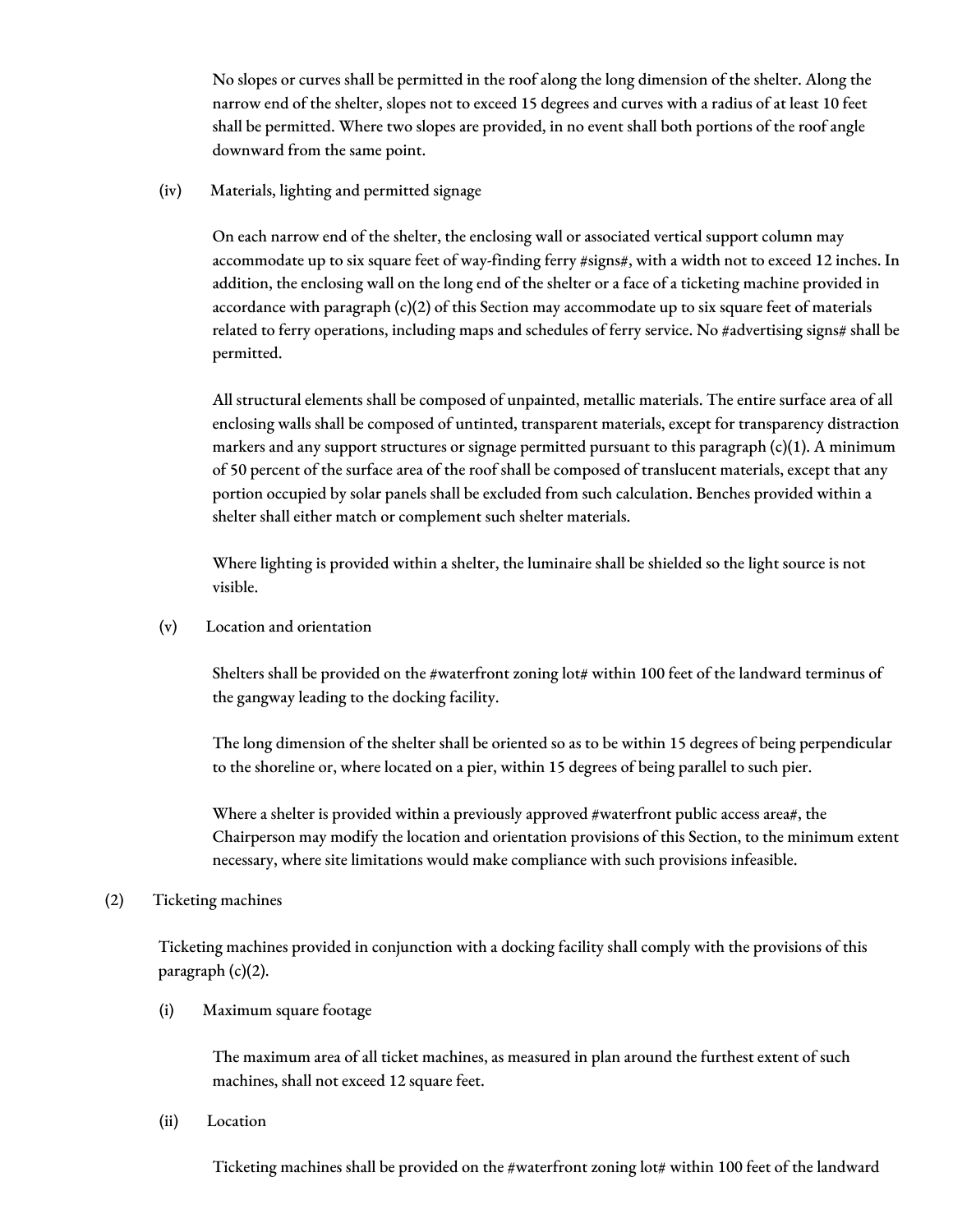No slopes or curves shall be permitted in the roof along the long dimension of the shelter. Along the narrow end of the shelter, slopes not to exceed 15 degrees and curves with a radius of at least 10 feet shall be permitted. Where two slopes are provided, in no event shall both portions of the roof angle downward from the same point.

(iv) Materials, lighting and permitted signage

On each narrow end of the shelter, the enclosing wall or associated vertical support column may accommodate up to six square feet of way-finding ferry #signs#, with a width not to exceed 12 inches. In addition, the enclosing wall on the long end of the shelter or a face of a ticketing machine provided in accordance with paragraph (c)(2) of this Section may accommodate up to six square feet of materials related to ferry operations, including maps and schedules of ferry service. No #advertising signs# shall be permitted.

All structural elements shall be composed of unpainted, metallic materials. The entire surface area of all enclosing walls shall be composed of untinted, transparent materials, except for transparency distraction markers and any support structures or signage permitted pursuant to this paragraph (c)(1). A minimum of 50 percent of the surface area of the roof shall be composed of translucent materials, except that any portion occupied by solar panels shall be excluded from such calculation. Benches provided within a shelter shall either match or complement such shelter materials.

Where lighting is provided within a shelter, the luminaire shall be shielded so the light source is not visible.

(v) Location and orientation

Shelters shall be provided on the #waterfront zoning lot# within 100 feet of the landward terminus of the gangway leading to the docking facility.

The long dimension of the shelter shall be oriented so as to be within 15 degrees of being perpendicular to the shoreline or, where located on a pier, within 15 degrees of being parallel to such pier.

Where a shelter is provided within a previously approved #waterfront public access area#, the Chairperson may modify the location and orientation provisions of this Section, to the minimum extent necessary, where site limitations would make compliance with such provisions infeasible.

(2) Ticketing machines

Ticketing machines provided in conjunction with a docking facility shall comply with the provisions of this paragraph (c)(2).

(i) Maximum square footage

The maximum area of all ticket machines, as measured in plan around the furthest extent of such machines, shall not exceed 12 square feet.

(ii) Location

Ticketing machines shall be provided on the #waterfront zoning lot# within 100 feet of the landward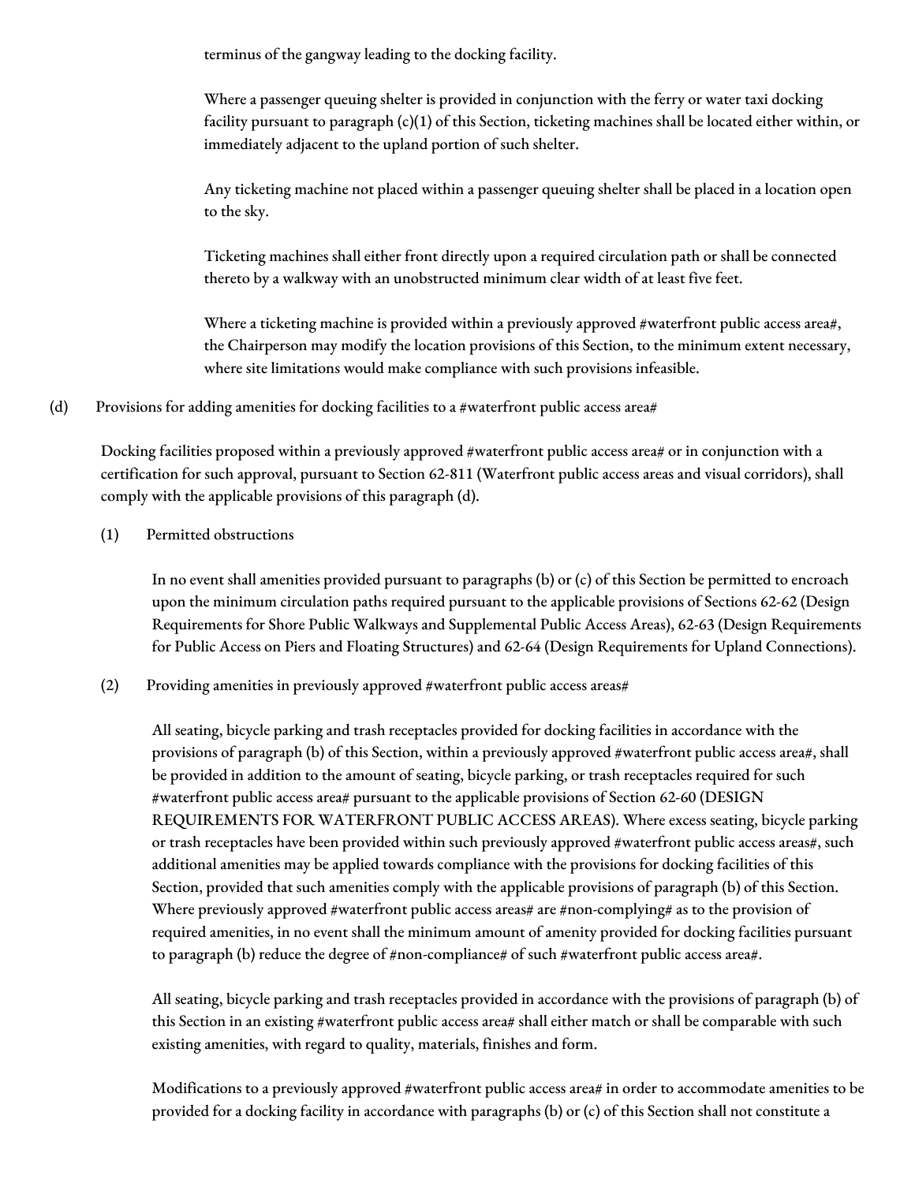terminus of the gangway leading to the docking facility.

Where a passenger queuing shelter is provided in conjunction with the ferry or water taxi docking facility pursuant to paragraph (c)(1) of this Section, ticketing machines shall be located either within, or immediately adjacent to the upland portion of such shelter.

Any ticketing machine not placed within a passenger queuing shelter shall be placed in a location open to the sky.

Ticketing machines shall either front directly upon a required circulation path or shall be connected thereto by a walkway with an unobstructed minimum clear width of at least five feet.

Where a ticketing machine is provided within a previously approved #waterfront public access area#, the Chairperson may modify the location provisions of this Section, to the minimum extent necessary, where site limitations would make compliance with such provisions infeasible.

(d) Provisions for adding amenities for docking facilities to a #waterfront public access area#

Docking facilities proposed within a previously approved #waterfront public access area# or in conjunction with a certification for such approval, pursuant to Section 62-811 (Waterfront public access areas and visual corridors), shall comply with the applicable provisions of this paragraph (d).

(1) Permitted obstructions

In no event shall amenities provided pursuant to paragraphs (b) or (c) of this Section be permitted to encroach upon the minimum circulation paths required pursuant to the applicable provisions of Sections 62-62 (Design Requirements for Shore Public Walkways and Supplemental Public Access Areas), 62-63 (Design Requirements for Public Access on Piers and Floating Structures) and 62-64 (Design Requirements for Upland Connections).

(2) Providing amenities in previously approved #waterfront public access areas#

All seating, bicycle parking and trash receptacles provided for docking facilities in accordance with the provisions of paragraph (b) of this Section, within a previously approved #waterfront public access area#, shall be provided in addition to the amount of seating, bicycle parking, or trash receptacles required for such #waterfront public access area# pursuant to the applicable provisions of Section 62-60 (DESIGN REQUIREMENTS FOR WATERFRONT PUBLIC ACCESS AREAS). Where excess seating, bicycle parking or trash receptacles have been provided within such previously approved #waterfront public access areas#, such additional amenities may be applied towards compliance with the provisions for docking facilities of this Section, provided that such amenities comply with the applicable provisions of paragraph (b) of this Section. Where previously approved #waterfront public access areas# are #non-complying# as to the provision of required amenities, in no event shall the minimum amount of amenity provided for docking facilities pursuant to paragraph (b) reduce the degree of #non-compliance# of such #waterfront public access area#.

All seating, bicycle parking and trash receptacles provided in accordance with the provisions of paragraph (b) of this Section in an existing #waterfront public access area# shall either match or shall be comparable with such existing amenities, with regard to quality, materials, finishes and form.

Modifications to a previously approved #waterfront public access area# in order to accommodate amenities to be provided for a docking facility in accordance with paragraphs (b) or (c) of this Section shall not constitute a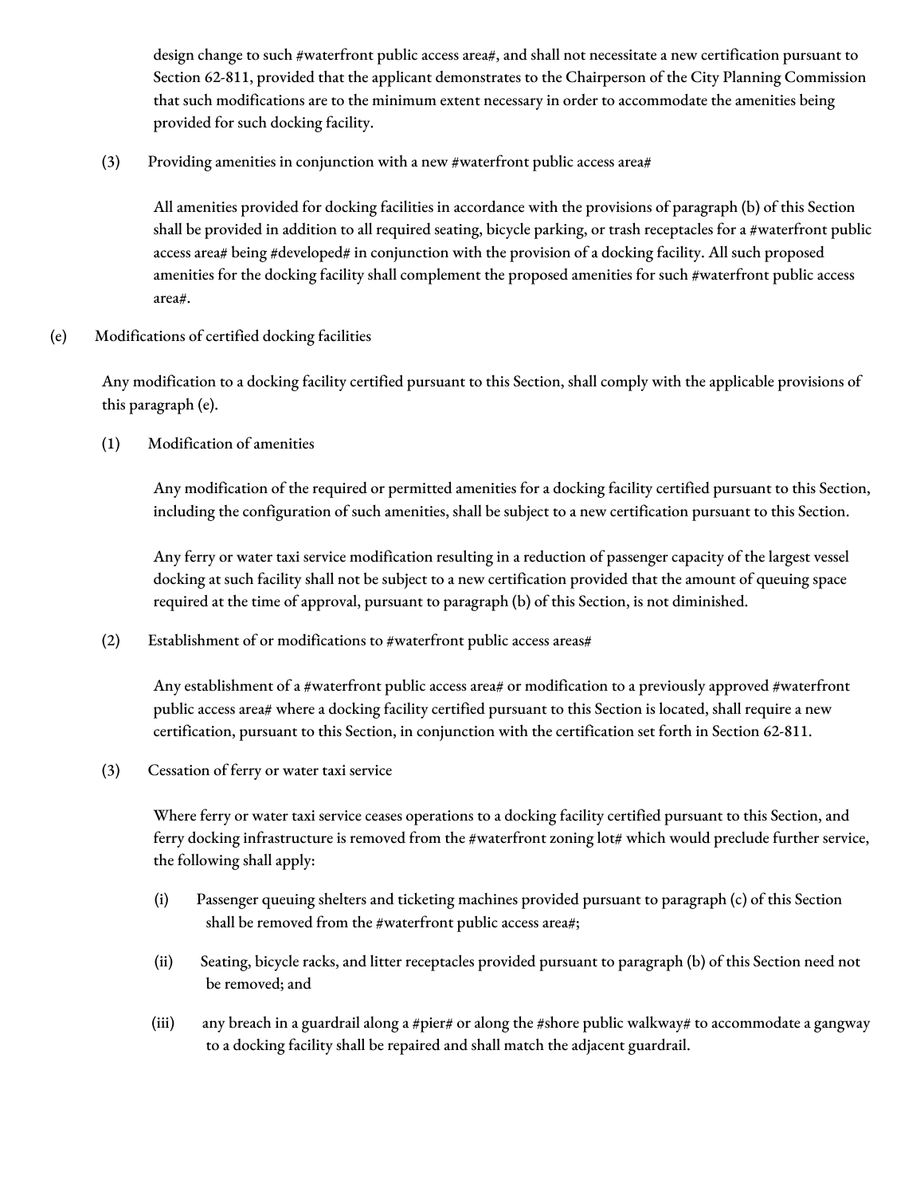design change to such #waterfront public access area#, and shall not necessitate a new certification pursuant to Section 62-811, provided that the applicant demonstrates to the Chairperson of the City Planning Commission that such modifications are to the minimum extent necessary in order to accommodate the amenities being provided for such docking facility.

(3) Providing amenities in conjunction with a new #waterfront public access area#

All amenities provided for docking facilities in accordance with the provisions of paragraph (b) of this Section shall be provided in addition to all required seating, bicycle parking, or trash receptacles for a #waterfront public access area# being #developed# in conjunction with the provision of a docking facility. All such proposed amenities for the docking facility shall complement the proposed amenities for such #waterfront public access area#.

(e) Modifications of certified docking facilities

Any modification to a docking facility certified pursuant to this Section, shall comply with the applicable provisions of this paragraph (e).

(1) Modification of amenities

Any modification of the required or permitted amenities for a docking facility certified pursuant to this Section, including the configuration of such amenities, shall be subject to a new certification pursuant to this Section.

Any ferry or water taxi service modification resulting in a reduction of passenger capacity of the largest vessel docking at such facility shall not be subject to a new certification provided that the amount of queuing space required at the time of approval, pursuant to paragraph (b) of this Section, is not diminished.

(2) Establishment of or modifications to #waterfront public access areas#

Any establishment of a #waterfront public access area# or modification to a previously approved #waterfront public access area# where a docking facility certified pursuant to this Section is located, shall require a new certification, pursuant to this Section, in conjunction with the certification set forth in Section 62-811.

(3) Cessation of ferry or water taxi service

Where ferry or water taxi service ceases operations to a docking facility certified pursuant to this Section, and ferry docking infrastructure is removed from the #waterfront zoning lot# which would preclude further service, the following shall apply:

(i) Passenger queuing shelters and ticketing machines provided pursuant to paragraph (c) of this Section shall be removed from the #waterfront public access area#;

(ii) Seating, bicycle racks, and litter receptacles provided pursuant to paragraph (b) of this Section need not be removed; and

(iii) any breach in a guardrail along a #pier# or along the #shore public walkway# to accommodate a gangway to a docking facility shall be repaired and shall match the adjacent guardrail.